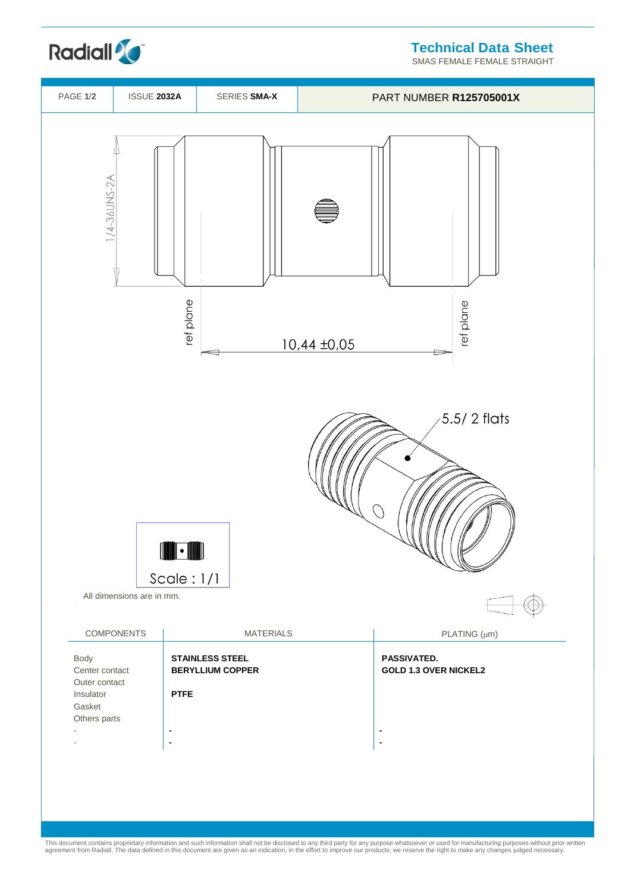# Technical Data Sheet

SMAS FEMALE FEMALE STRAIGHT

| PAGE **1/2** | ISSUE **2032A** | SERIES **SMA-X** | PART NUMBER **R125705001X** |
|---|---|---|---|

1/4-36UNS-2A

ref plane

10,44 ±0,05

ref plane

5.5/ 2 flats

Scale : 1/1

All dimensions are in mm.

| COMPONENTS | MATERIALS | PLATING (µm) |
|---|---|---|
| Body | **STAINLESS STEEL** | **PASSIVATED.** |
| Center contact | **BERYLLIUM COPPER** | **GOLD 1.3 OVER NICKEL2** |
| Outer contact | | |
| Insulator | **PTFE** | |
| Gasket | | |
| Others parts | | |
| - | **-** | **-** |
| - | **-** | **-** |

This document contains proprietary information and such information shall not be disclosed to any third party for any purpose whatsoever or used for manufacturing purposes without prior written agreement from Radiall. The data defined in this document are given as an indication, in the effort to improve our products; we reserve the right to make any changes judged necessary.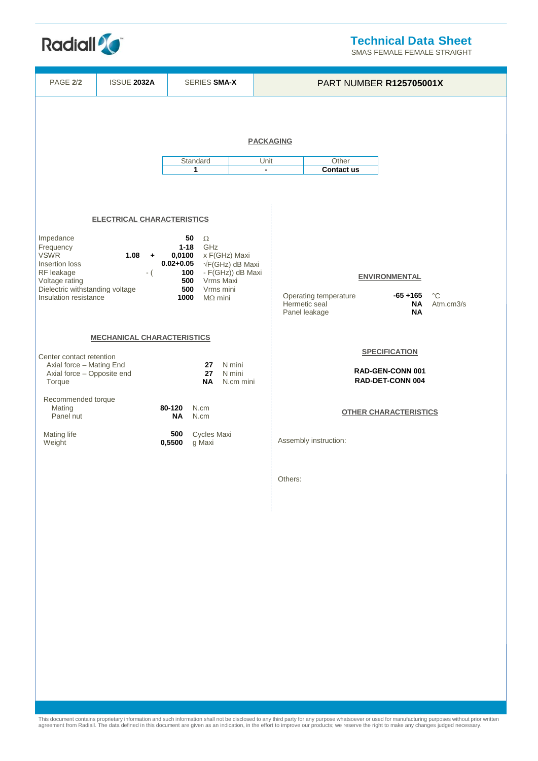Radiall

# Technical Data Sheet

SMAS FEMALE FEMALE STRAIGHT

| PAGE 2/2 | ISSUE 2032A | SERIES SMA-X | PART NUMBER R125705001X |
|---|---|---|---|

## PACKAGING

| Standard | Unit | Other |
|---|---|---|
| 1 | - | Contact us |

## ELECTRICAL CHARACTERISTICS

| | | |
|---|---|---|
| Impedance | 50 | Ω |
| Frequency | 1-18 | GHz |
| VSWR | 1.08 + 0,0100 | x F(GHz) Maxi |
| Insertion loss | 0.02+0.05 | √F(GHz) dB Maxi |
| RF leakage | - ( 100 | - F(GHz)) dB Maxi |
| Voltage rating | 500 | Vrms Maxi |
| Dielectric withstanding voltage | 500 | Vrms mini |
| Insulation resistance | 1000 | MΩ mini |

## MECHANICAL CHARACTERISTICS

| | | |
|---|---|---|
| Center contact retention | | |
| Axial force – Mating End | 27 | N mini |
| Axial force – Opposite end | 27 | N mini |
| Torque | NA | N.cm mini |
| Recommended torque | | |
| Mating | 80-120 | N.cm |
| Panel nut | NA | N.cm |
| Mating life | 500 | Cycles Maxi |
| Weight | 0,5500 | g Maxi |

## ENVIRONMENTAL

| | | |
|---|---|---|
| Operating temperature | -65 +165 | °C |
| Hermetic seal | NA | Atm.cm3/s |
| Panel leakage | NA | |

## SPECIFICATION

**RAD-GEN-CONN 001**

**RAD-DET-CONN 004**

## OTHER CHARACTERISTICS

Assembly instruction:

Others:

This document contains proprietary information and such information shall not be disclosed to any third party for any purpose whatsoever or used for manufacturing purposes without prior written agreement from Radiall. The data defined in this document are given as an indication, in the effort to improve our products; we reserve the right to make any changes judged necessary.